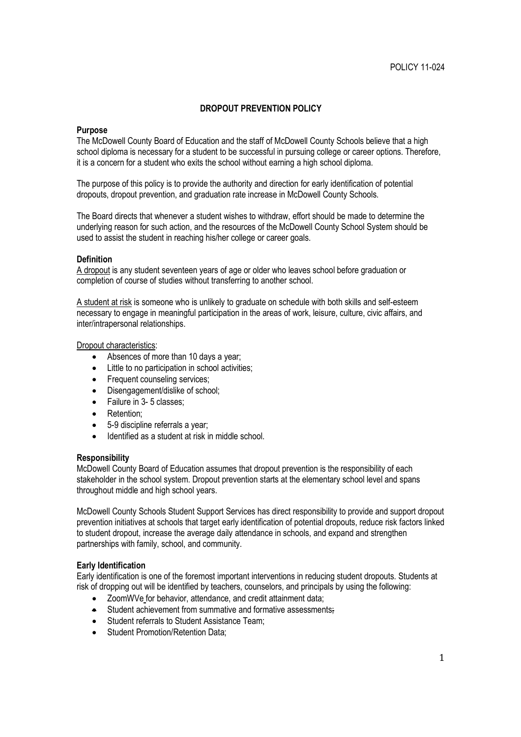POLICY 11-024

# DROPOUT PREVENTION POLICY

## Purpose

The McDowell County Board of Education and the staff of McDowell County Schools believe that a high school diploma is necessary for a student to be successful in pursuing college or career options. Therefore, it is a concern for a student who exits the school without earning a high school diploma.

The purpose of this policy is to provide the authority and direction for early identification of potential dropouts, dropout prevention, and graduation rate increase in McDowell County Schools.

The Board directs that whenever a student wishes to withdraw, effort should be made to determine the underlying reason for such action, and the resources of the McDowell County School System should be used to assist the student in reaching his/her college or career goals.

## Definition

A dropout is any student seventeen years of age or older who leaves school before graduation or completion of course of studies without transferring to another school.

A student at risk is someone who is unlikely to graduate on schedule with both skills and self-esteem necessary to engage in meaningful participation in the areas of work, leisure, culture, civic affairs, and inter/intrapersonal relationships.

Dropout characteristics:

- Absences of more than 10 days a year;
- Little to no participation in school activities;
- Frequent counseling services;
- Disengagement/dislike of school;
- Failure in 3- 5 classes;
- Retention;
- 5-9 discipline referrals a year;
- Identified as a student at risk in middle school.

## Responsibility

McDowell County Board of Education assumes that dropout prevention is the responsibility of each stakeholder in the school system. Dropout prevention starts at the elementary school level and spans throughout middle and high school years.

McDowell County Schools Student Support Services has direct responsibility to provide and support dropout prevention initiatives at schools that target early identification of potential dropouts, reduce risk factors linked to student dropout, increase the average daily attendance in schools, and expand and strengthen partnerships with family, school, and community.

## Early Identification

Early identification is one of the foremost important interventions in reducing student dropouts. Students at risk of dropping out will be identified by teachers, counselors, and principals by using the following:

- ZoomWVe for behavior, attendance, and credit attainment data;
- Student achievement from summative and formative assessments;
- Student referrals to Student Assistance Team;
- Student Promotion/Retention Data;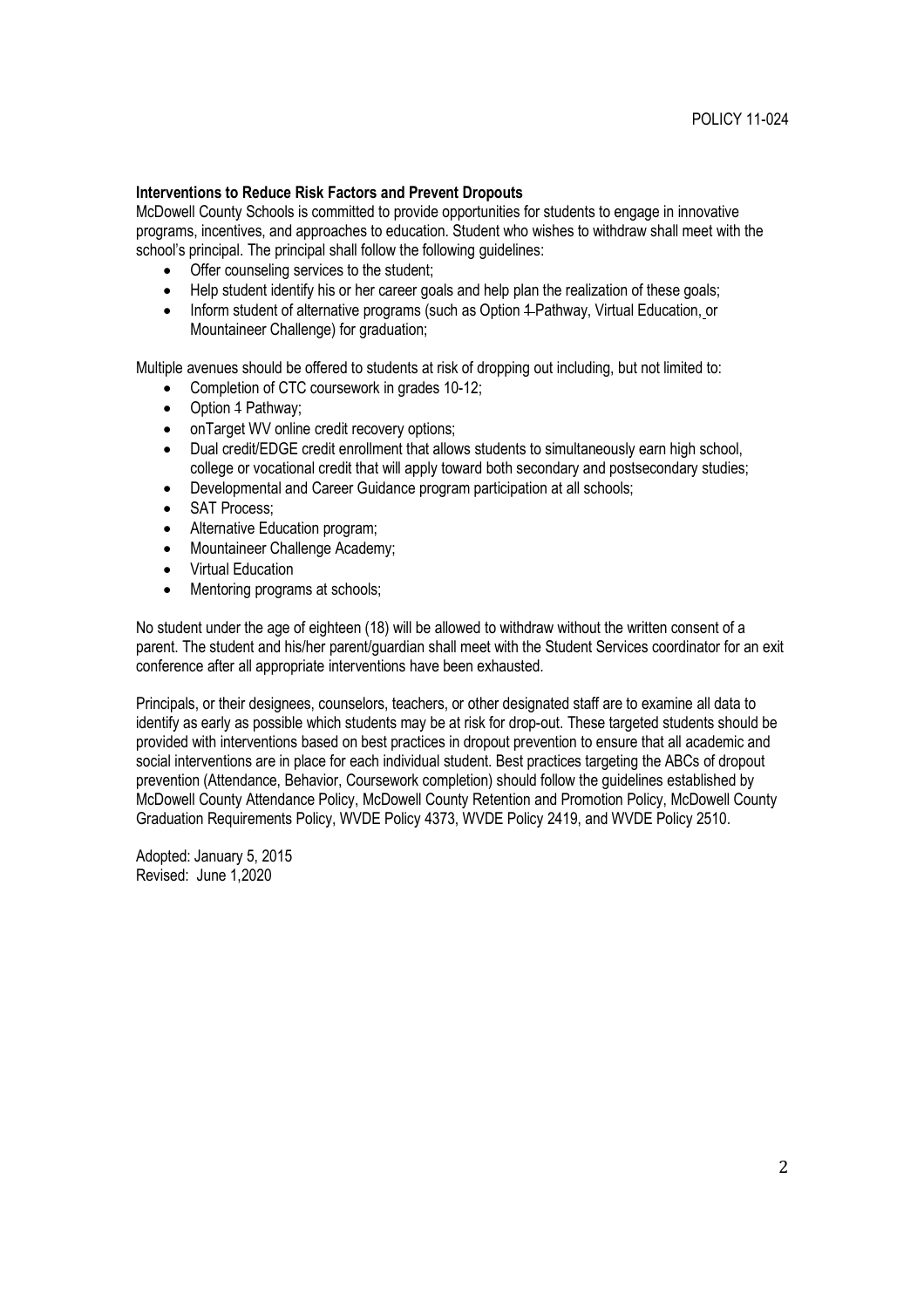**Interventions to Reduce Risk Factors and Prevent Dropouts**
McDowell County Schools is committed to provide opportunities for students to engage in innovative programs, incentives, and approaches to education. Student who wishes to withdraw shall meet with the school's principal. The principal shall follow the following guidelines:

- Offer counseling services to the student;
- Help student identify his or her career goals and help plan the realization of these goals;
- Inform student of alternative programs (such as Option ~~1~~ Pathway, Virtual Education, or Mountaineer Challenge) for graduation;

Multiple avenues should be offered to students at risk of dropping out including, but not limited to:

- Completion of CTC coursework in grades 10-12;
- Option ~~1~~ Pathway;
- onTarget WV online credit recovery options;
- Dual credit/EDGE credit enrollment that allows students to simultaneously earn high school, college or vocational credit that will apply toward both secondary and postsecondary studies;
- Developmental and Career Guidance program participation at all schools;
- SAT Process;
- Alternative Education program;
- Mountaineer Challenge Academy;
- Virtual Education
- Mentoring programs at schools;

No student under the age of eighteen (18) will be allowed to withdraw without the written consent of a parent. The student and his/her parent/guardian shall meet with the Student Services coordinator for an exit conference after all appropriate interventions have been exhausted.

Principals, or their designees, counselors, teachers, or other designated staff are to examine all data to identify as early as possible which students may be at risk for drop-out. These targeted students should be provided with interventions based on best practices in dropout prevention to ensure that all academic and social interventions are in place for each individual student. Best practices targeting the ABCs of dropout prevention (Attendance, Behavior, Coursework completion) should follow the guidelines established by McDowell County Attendance Policy, McDowell County Retention and Promotion Policy, McDowell County Graduation Requirements Policy, WVDE Policy 4373, WVDE Policy 2419, and WVDE Policy 2510.

Adopted: January 5, 2015
Revised: June 1,2020